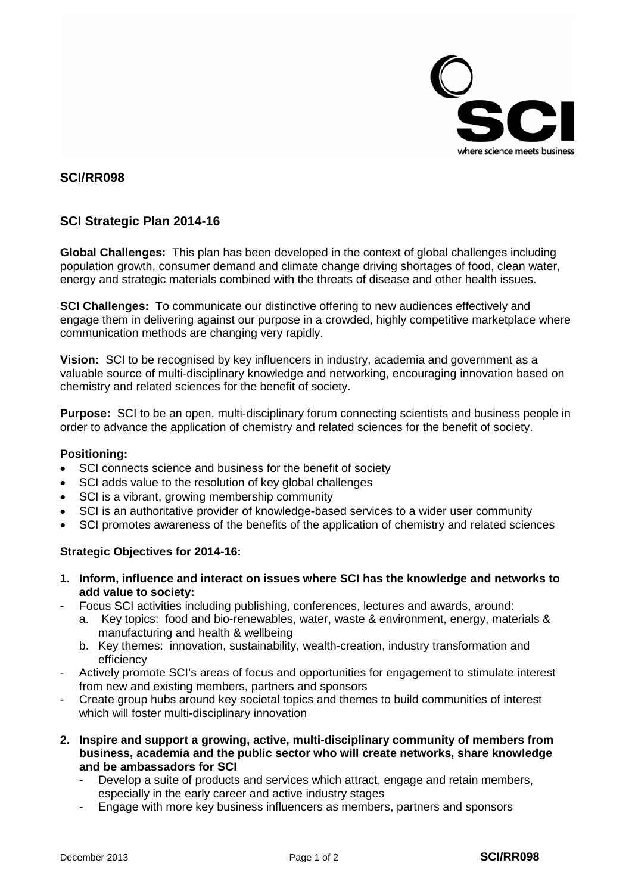**SCI/RR098**

## SCI Strategic Plan 2014-16

**Global Challenges:** This plan has been developed in the context of global challenges including population growth, consumer demand and climate change driving shortages of food, clean water, energy and strategic materials combined with the threats of disease and other health issues.

**SCI Challenges:** To communicate our distinctive offering to new audiences effectively and engage them in delivering against our purpose in a crowded, highly competitive marketplace where communication methods are changing very rapidly.

**Vision:** SCI to be recognised by key influencers in industry, academia and government as a valuable source of multi-disciplinary knowledge and networking, encouraging innovation based on chemistry and related sciences for the benefit of society.

**Purpose:** SCI to be an open, multi-disciplinary forum connecting scientists and business people in order to advance the <u>application</u> of chemistry and related sciences for the benefit of society.

**Positioning:**

- SCI connects science and business for the benefit of society
- SCI adds value to the resolution of key global challenges
- SCI is a vibrant, growing membership community
- SCI is an authoritative provider of knowledge-based services to a wider user community
- SCI promotes awareness of the benefits of the application of chemistry and related sciences

**Strategic Objectives for 2014-16:**

1. **Inform, influence and interact on issues where SCI has the knowledge and networks to add value to society:**
   - Focus SCI activities including publishing, conferences, lectures and awards, around:
     a. Key topics: food and bio-renewables, water, waste & environment, energy, materials & manufacturing and health & wellbeing
     b. Key themes: innovation, sustainability, wealth-creation, industry transformation and efficiency
   - Actively promote SCI's areas of focus and opportunities for engagement to stimulate interest from new and existing members, partners and sponsors
   - Create group hubs around key societal topics and themes to build communities of interest which will foster multi-disciplinary innovation

2. **Inspire and support a growing, active, multi-disciplinary community of members from business, academia and the public sector who will create networks, share knowledge and be ambassadors for SCI**
   - Develop a suite of products and services which attract, engage and retain members, especially in the early career and active industry stages
   - Engage with more key business influencers as members, partners and sponsors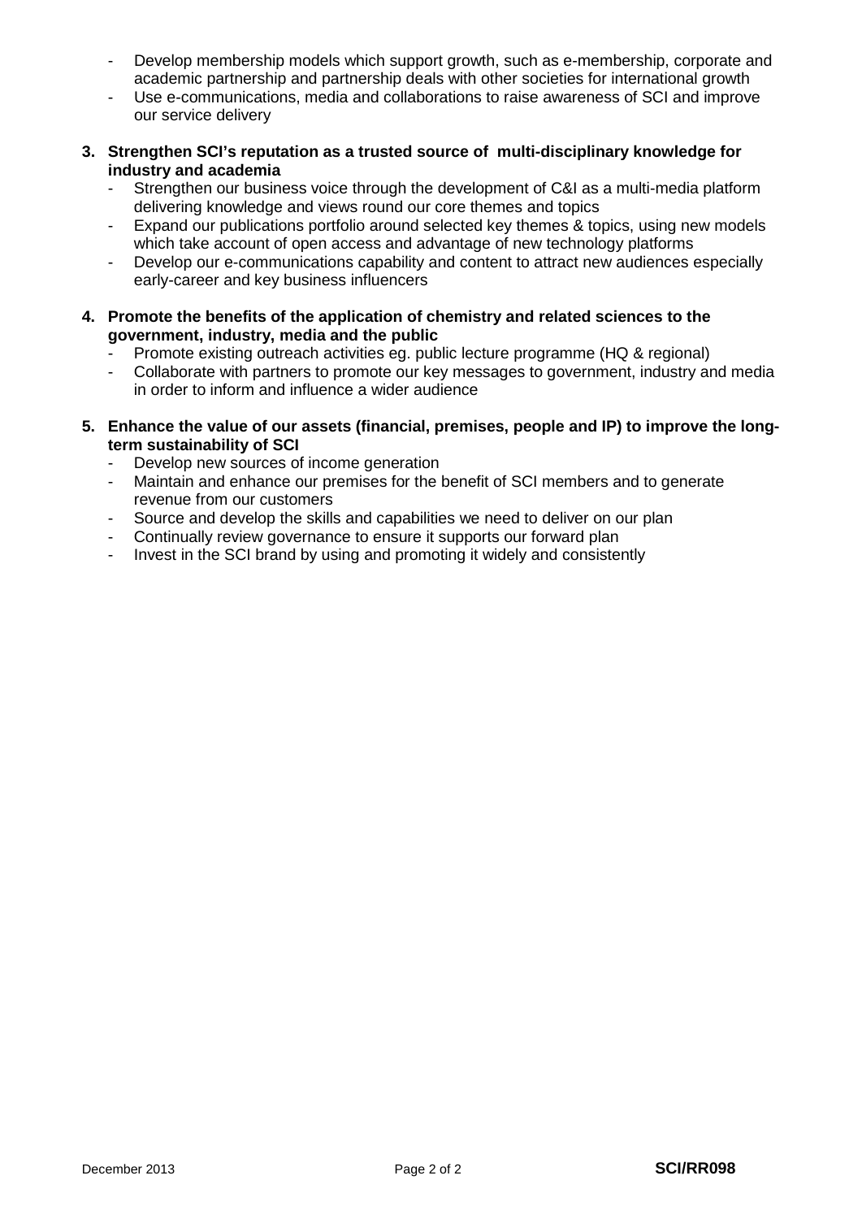- Develop membership models which support growth, such as e-membership, corporate and academic partnership and partnership deals with other societies for international growth
- Use e-communications, media and collaborations to raise awareness of SCI and improve our service delivery

3. **Strengthen SCI's reputation as a trusted source of multi-disciplinary knowledge for industry and academia**
   - Strengthen our business voice through the development of C&I as a multi-media platform delivering knowledge and views round our core themes and topics
   - Expand our publications portfolio around selected key themes & topics, using new models which take account of open access and advantage of new technology platforms
   - Develop our e-communications capability and content to attract new audiences especially early-career and key business influencers

4. **Promote the benefits of the application of chemistry and related sciences to the government, industry, media and the public**
   - Promote existing outreach activities eg. public lecture programme (HQ & regional)
   - Collaborate with partners to promote our key messages to government, industry and media in order to inform and influence a wider audience

5. **Enhance the value of our assets (financial, premises, people and IP) to improve the long-term sustainability of SCI**
   - Develop new sources of income generation
   - Maintain and enhance our premises for the benefit of SCI members and to generate revenue from our customers
   - Source and develop the skills and capabilities we need to deliver on our plan
   - Continually review governance to ensure it supports our forward plan
   - Invest in the SCI brand by using and promoting it widely and consistently